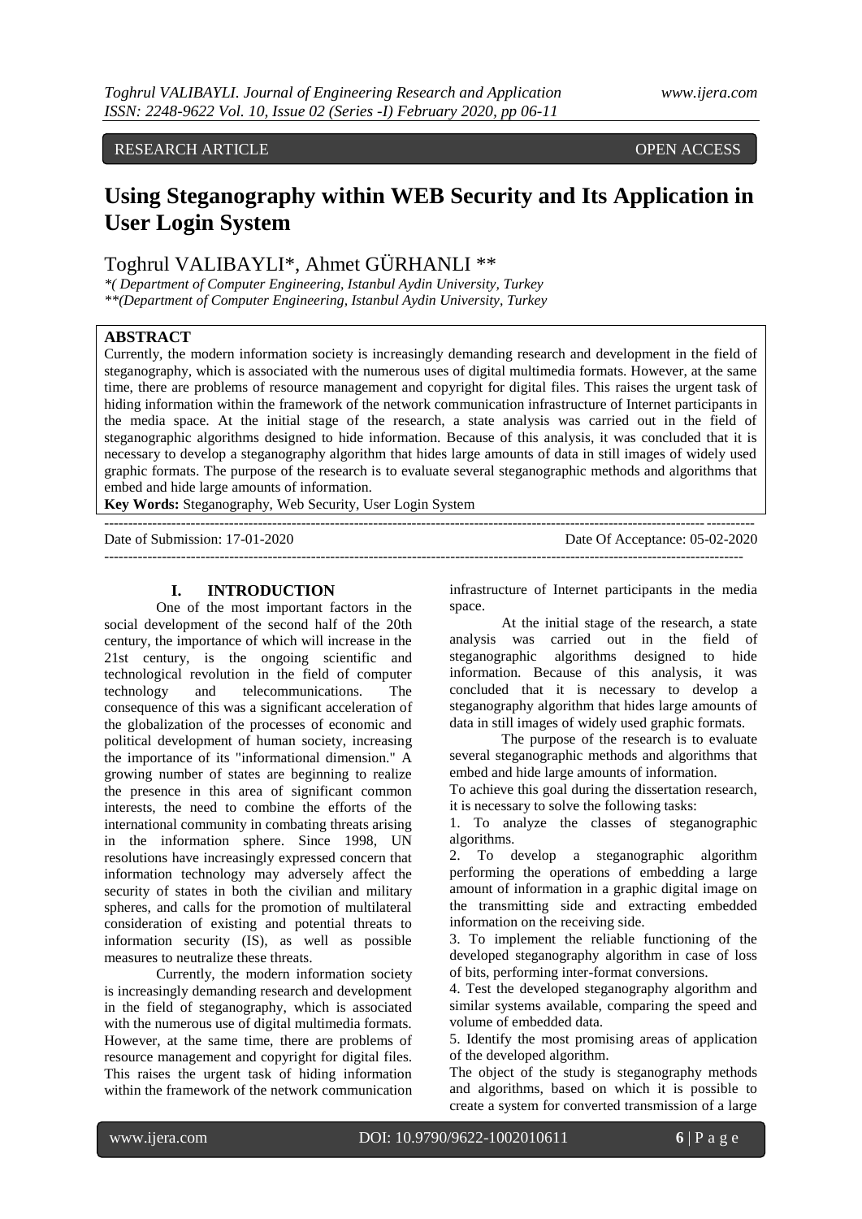RESEARCH ARTICLE OPEN ACCESS

# Using Steganography within WEB Security and Its Application in User Login System

Toghrul VALIBAYLI*, Ahmet GÜRHANLI **

*( Department of Computer Engineering, Istanbul Aydin University, Turkey*
*\*\*(Department of Computer Engineering, Istanbul Aydin University, Turkey*

## ABSTRACT

Currently, the modern information society is increasingly demanding research and development in the field of steganography, which is associated with the numerous uses of digital multimedia formats. However, at the same time, there are problems of resource management and copyright for digital files. This raises the urgent task of hiding information within the framework of the network communication infrastructure of Internet participants in the media space. At the initial stage of the research, a state analysis was carried out in the field of steganographic algorithms designed to hide information. Because of this analysis, it was concluded that it is necessary to develop a steganography algorithm that hides large amounts of data in still images of widely used graphic formats. The purpose of the research is to evaluate several steganographic methods and algorithms that embed and hide large amounts of information.

**Key Words:** Steganography, Web Security, User Login System

---

Date of Submission: 17-01-2020 Date Of Acceptance: 05-02-2020

---

## I. INTRODUCTION

One of the most important factors in the social development of the second half of the 20th century, the importance of which will increase in the 21st century, is the ongoing scientific and technological revolution in the field of computer technology and telecommunications. The consequence of this was a significant acceleration of the globalization of the processes of economic and political development of human society, increasing the importance of its "informational dimension." A growing number of states are beginning to realize the presence in this area of significant common interests, the need to combine the efforts of the international community in combating threats arising in the information sphere. Since 1998, UN resolutions have increasingly expressed concern that information technology may adversely affect the security of states in both the civilian and military spheres, and calls for the promotion of multilateral consideration of existing and potential threats to information security (IS), as well as possible measures to neutralize these threats.

Currently, the modern information society is increasingly demanding research and development in the field of steganography, which is associated with the numerous use of digital multimedia formats. However, at the same time, there are problems of resource management and copyright for digital files. This raises the urgent task of hiding information within the framework of the network communication infrastructure of Internet participants in the media space.

At the initial stage of the research, a state analysis was carried out in the field of steganographic algorithms designed to hide information. Because of this analysis, it was concluded that it is necessary to develop a steganography algorithm that hides large amounts of data in still images of widely used graphic formats.

The purpose of the research is to evaluate several steganographic methods and algorithms that embed and hide large amounts of information.

To achieve this goal during the dissertation research, it is necessary to solve the following tasks:

1. To analyze the classes of steganographic algorithms.
2. To develop a steganographic algorithm performing the operations of embedding a large amount of information in a graphic digital image on the transmitting side and extracting embedded information on the receiving side.
3. To implement the reliable functioning of the developed steganography algorithm in case of loss of bits, performing inter-format conversions.
4. Test the developed steganography algorithm and similar systems available, comparing the speed and volume of embedded data.
5. Identify the most promising areas of application of the developed algorithm.

The object of the study is steganography methods and algorithms, based on which it is possible to create a system for converted transmission of a large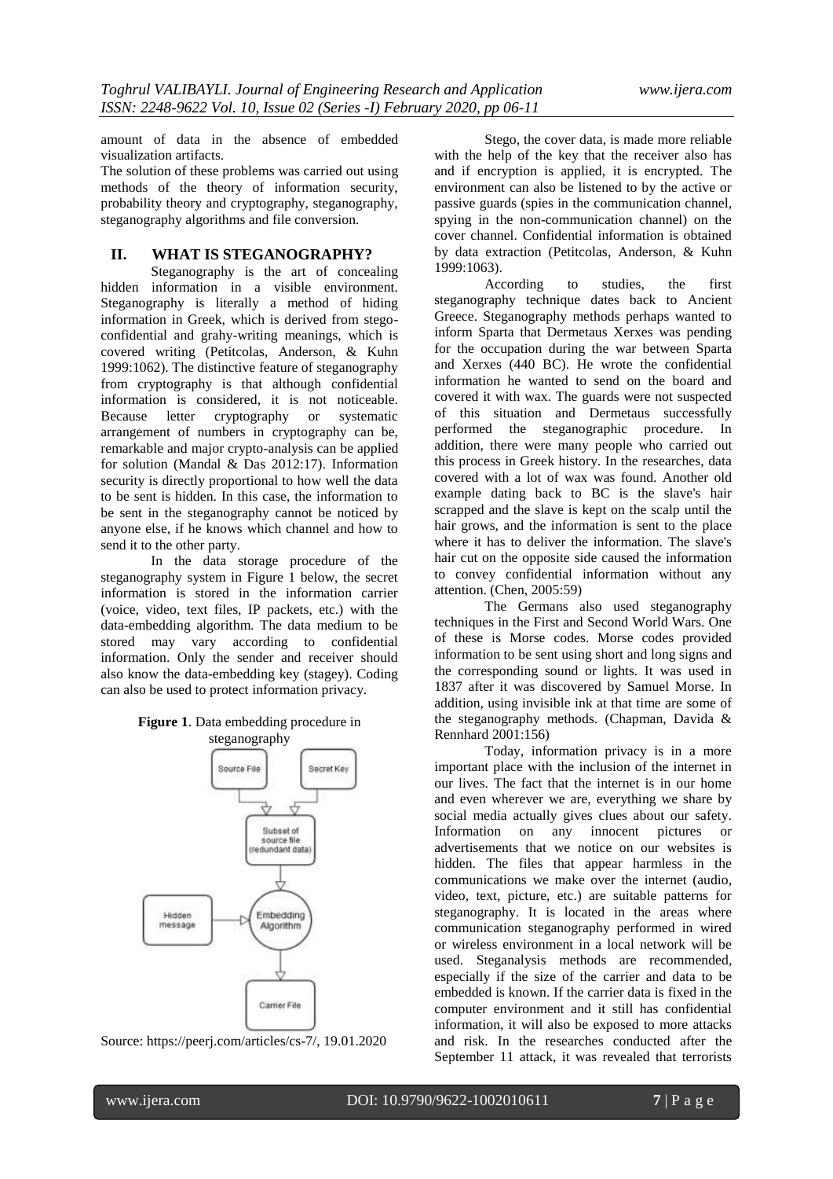amount of data in the absence of embedded visualization artifacts.

The solution of these problems was carried out using methods of the theory of information security, probability theory and cryptography, steganography, steganography algorithms and file conversion.

## II. WHAT IS STEGANOGRAPHY?

Steganography is the art of concealing hidden information in a visible environment. Steganography is literally a method of hiding information in Greek, which is derived from stego-confidential and grahy-writing meanings, which is covered writing (Petitcolas, Anderson, & Kuhn 1999:1062). The distinctive feature of steganography from cryptography is that although confidential information is considered, it is not noticeable. Because letter cryptography or systematic arrangement of numbers in cryptography can be, remarkable and major crypto-analysis can be applied for solution (Mandal & Das 2012:17). Information security is directly proportional to how well the data to be sent is hidden. In this case, the information to be sent in the steganography cannot be noticed by anyone else, if he knows which channel and how to send it to the other party.

In the data storage procedure of the steganography system in Figure 1 below, the secret information is stored in the information carrier (voice, video, text files, IP packets, etc.) with the data-embedding algorithm. The data medium to be stored may vary according to confidential information. Only the sender and receiver should also know the data-embedding key (stagey). Coding can also be used to protect information privacy.

**Figure 1**. Data embedding procedure in steganography

Source File | Secret Key → Subset of source file (redundant data) → Embedding Algorithm ← Hidden message → Carrier File

Source: https://peerj.com/articles/cs-7/, 19.01.2020

Stego, the cover data, is made more reliable with the help of the key that the receiver also has and if encryption is applied, it is encrypted. The environment can also be listened to by the active or passive guards (spies in the communication channel, spying in the non-communication channel) on the cover channel. Confidential information is obtained by data extraction (Petitcolas, Anderson, & Kuhn 1999:1063).

According to studies, the first steganography technique dates back to Ancient Greece. Steganography methods perhaps wanted to inform Sparta that Dermetaus Xerxes was pending for the occupation during the war between Sparta and Xerxes (440 BC). He wrote the confidential information he wanted to send on the board and covered it with wax. The guards were not suspected of this situation and Dermetaus successfully performed the steganographic procedure. In addition, there were many people who carried out this process in Greek history. In the researches, data covered with a lot of wax was found. Another old example dating back to BC is the slave's hair scrapped and the slave is kept on the scalp until the hair grows, and the information is sent to the place where it has to deliver the information. The slave's hair cut on the opposite side caused the information to convey confidential information without any attention. (Chen, 2005:59)

The Germans also used steganography techniques in the First and Second World Wars. One of these is Morse codes. Morse codes provided information to be sent using short and long signs and the corresponding sound or lights. It was used in 1837 after it was discovered by Samuel Morse. In addition, using invisible ink at that time are some of the steganography methods. (Chapman, Davida & Rennhard 2001:156)

Today, information privacy is in a more important place with the inclusion of the internet in our lives. The fact that the internet is in our home and even wherever we are, everything we share by social media actually gives clues about our safety. Information on any innocent pictures or advertisements that we notice on our websites is hidden. The files that appear harmless in the communications we make over the internet (audio, video, text, picture, etc.) are suitable patterns for steganography. It is located in the areas where communication steganography performed in wired or wireless environment in a local network will be used. Steganalysis methods are recommended, especially if the size of the carrier and data to be embedded is known. If the carrier data is fixed in the computer environment and it still has confidential information, it will also be exposed to more attacks and risk. In the researches conducted after the September 11 attack, it was revealed that terrorists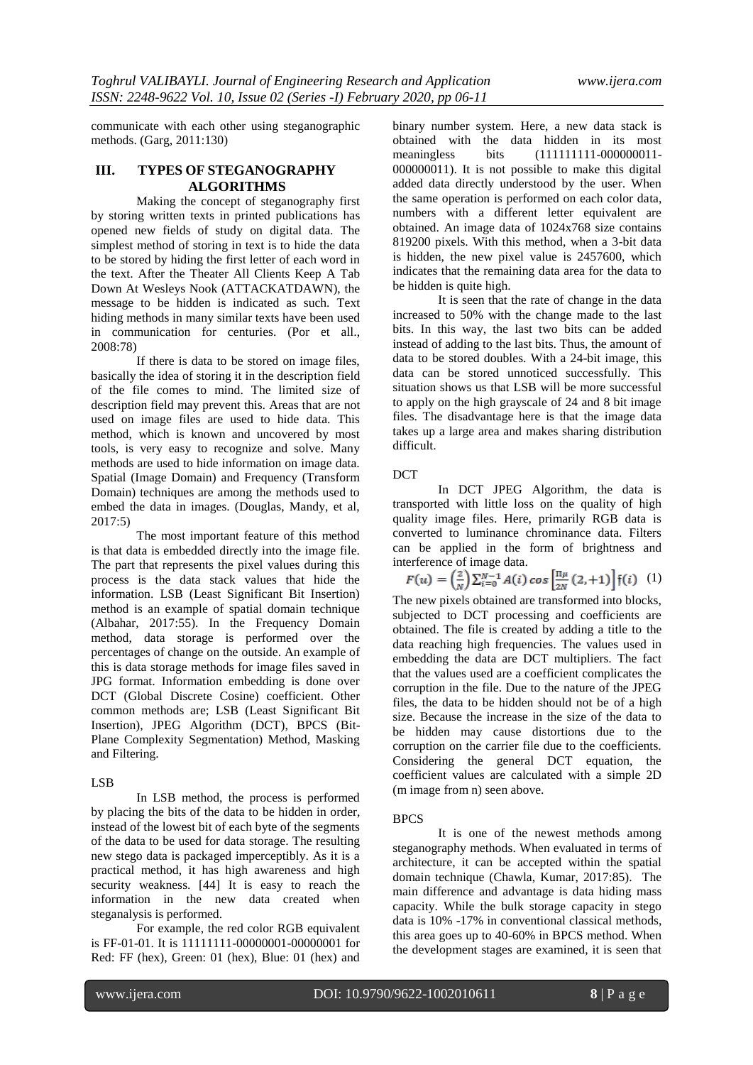communicate with each other using steganographic methods. (Garg, 2011:130)

## III. TYPES OF STEGANOGRAPHY ALGORITHMS

Making the concept of steganography first by storing written texts in printed publications has opened new fields of study on digital data. The simplest method of storing in text is to hide the data to be stored by hiding the first letter of each word in the text. After the Theater All Clients Keep A Tab Down At Wesleys Nook (ATTACKATDAWN), the message to be hidden is indicated as such. Text hiding methods in many similar texts have been used in communication for centuries. (Por et all., 2008:78)

If there is data to be stored on image files, basically the idea of storing it in the description field of the file comes to mind. The limited size of description field may prevent this. Areas that are not used on image files are used to hide data. This method, which is known and uncovered by most tools, is very easy to recognize and solve. Many methods are used to hide information on image data. Spatial (Image Domain) and Frequency (Transform Domain) techniques are among the methods used to embed the data in images. (Douglas, Mandy, et al, 2017:5)

The most important feature of this method is that data is embedded directly into the image file. The part that represents the pixel values during this process is the data stack values that hide the information. LSB (Least Significant Bit Insertion) method is an example of spatial domain technique (Albahar, 2017:55). In the Frequency Domain method, data storage is performed over the percentages of change on the outside. An example of this is data storage methods for image files saved in JPG format. Information embedding is done over DCT (Global Discrete Cosine) coefficient. Other common methods are; LSB (Least Significant Bit Insertion), JPEG Algorithm (DCT), BPCS (Bit-Plane Complexity Segmentation) Method, Masking and Filtering.

### LSB

In LSB method, the process is performed by placing the bits of the data to be hidden in order, instead of the lowest bit of each byte of the segments of the data to be used for data storage. The resulting new stego data is packaged imperceptibly. As it is a practical method, it has high awareness and high security weakness. [44] It is easy to reach the information in the new data created when steganalysis is performed.

For example, the red color RGB equivalent is FF-01-01. It is 11111111-00000001-00000001 for Red: FF (hex), Green: 01 (hex), Blue: 01 (hex) and binary number system. Here, a new data stack is obtained with the data hidden in its most meaningless bits (111111111-000000011-000000011). It is not possible to make this digital added data directly understood by the user. When the same operation is performed on each color data, numbers with a different letter equivalent are obtained. An image data of 1024x768 size contains 819200 pixels. With this method, when a 3-bit data is hidden, the new pixel value is 2457600, which indicates that the remaining data area for the data to be hidden is quite high.

It is seen that the rate of change in the data increased to 50% with the change made to the last bits. In this way, the last two bits can be added instead of adding to the last bits. Thus, the amount of data to be stored doubles. With a 24-bit image, this data can be stored unnoticed successfully. This situation shows us that LSB will be more successful to apply on the high grayscale of 24 and 8 bit image files. The disadvantage here is that the image data takes up a large area and makes sharing distribution difficult.

### DCT

In DCT JPEG Algorithm, the data is transported with little loss on the quality of high quality image files. Here, primarily RGB data is converted to luminance chrominance data. Filters can be applied in the form of brightness and interference of image data.

$$F(u) = \left(\frac{2}{N}\right)\sum_{i=0}^{N-1} A(i)\cos\left[\frac{\Pi\mu}{2N}(2,+1)\right]f(i) \quad (1)$$

The new pixels obtained are transformed into blocks, subjected to DCT processing and coefficients are obtained. The file is created by adding a title to the data reaching high frequencies. The values used in embedding the data are DCT multipliers. The fact that the values used are a coefficient complicates the corruption in the file. Due to the nature of the JPEG files, the data to be hidden should not be of a high size. Because the increase in the size of the data to be hidden may cause distortions due to the corruption on the carrier file due to the coefficients. Considering the general DCT equation, the coefficient values are calculated with a simple 2D (m image from n) seen above.

### BPCS

It is one of the newest methods among steganography methods. When evaluated in terms of architecture, it can be accepted within the spatial domain technique (Chawla, Kumar, 2017:85). The main difference and advantage is data hiding mass capacity. While the bulk storage capacity in stego data is 10% -17% in conventional classical methods, this area goes up to 40-60% in BPCS method. When the development stages are examined, it is seen that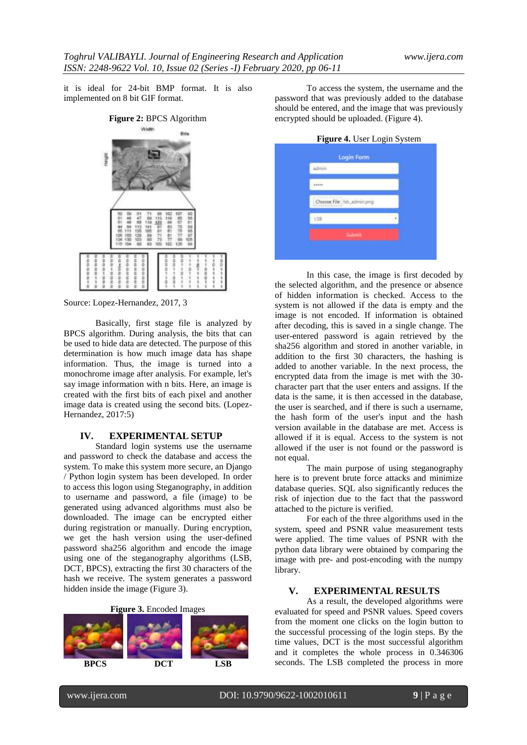it is ideal for 24-bit BMP format. It is also implemented on 8 bit GIF format.

**Figure 2:** BPCS Algorithm

Source: Lopez-Hernandez, 2017, 3

Basically, first stage file is analyzed by BPCS algorithm. During analysis, the bits that can be used to hide data are detected. The purpose of this determination is how much image data has shape information. Thus, the image is turned into a monochrome image after analysis. For example, let's say image information with n bits. Here, an image is created with the first bits of each pixel and another image data is created using the second bits. (Lopez-Hernandez, 2017:5)

## IV. EXPERIMENTAL SETUP

Standard login systems use the username and password to check the database and access the system. To make this system more secure, an Django / Python login system has been developed. In order to access this logon using Steganography, in addition to username and password, a file (image) to be generated using advanced algorithms must also be downloaded. The image can be encrypted either during registration or manually. During encryption, we get the hash version using the user-defined password sha256 algorithm and encode the image using one of the steganography algorithms (LSB, DCT, BPCS), extracting the first 30 characters of the hash we receive. The system generates a password hidden inside the image (Figure 3).

**Figure 3.** Encoded Images

BPCS DCT LSB

To access the system, the username and the password that was previously added to the database should be entered, and the image that was previously encrypted should be uploaded. (Figure 4).

**Figure 4.** User Login System

In this case, the image is first decoded by the selected algorithm, and the presence or absence of hidden information is checked. Access to the system is not allowed if the data is empty and the image is not encoded. If information is obtained after decoding, this is saved in a single change. The user-entered password is again retrieved by the sha256 algorithm and stored in another variable, in addition to the first 30 characters, the hashing is added to another variable. In the next process, the encrypted data from the image is met with the 30-character part that the user enters and assigns. If the data is the same, it is then accessed in the database, the user is searched, and if there is such a username, the hash form of the user's input and the hash version available in the database are met. Access is allowed if it is equal. Access to the system is not allowed if the user is not found or the password is not equal.

The main purpose of using steganography here is to prevent brute force attacks and minimize database queries. SQL also significantly reduces the risk of injection due to the fact that the password attached to the picture is verified.

For each of the three algorithms used in the system, speed and PSNR value measurement tests were applied. The time values of PSNR with the python data library were obtained by comparing the image with pre- and post-encoding with the numpy library.

## V. EXPERIMENTAL RESULTS

As a result, the developed algorithms were evaluated for speed and PSNR values. Speed covers from the moment one clicks on the login button to the successful processing of the login steps. By the time values, DCT is the most successful algorithm and it completes the whole process in 0.346306 seconds. The LSB completed the process in more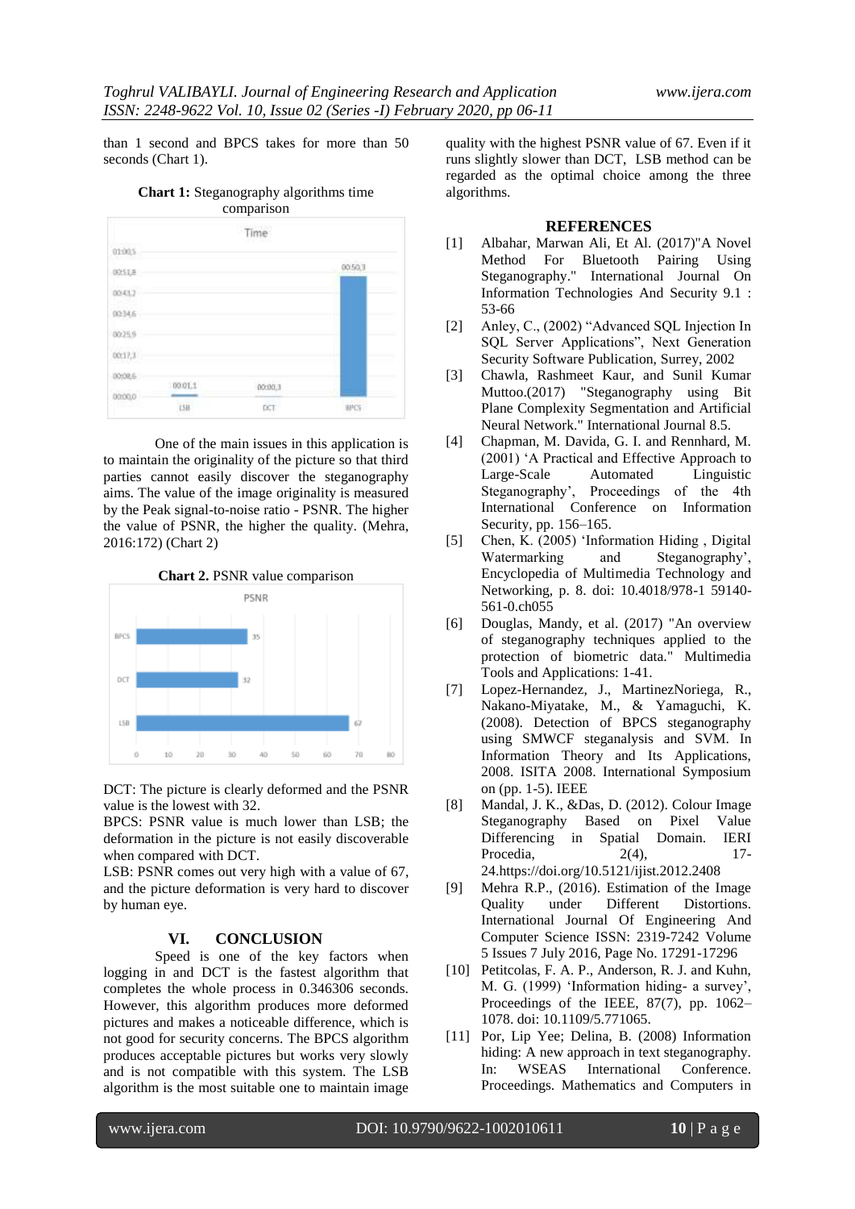than 1 second and BPCS takes for more than 50 seconds (Chart 1).

**Chart 1:** Steganography algorithms time comparison

One of the main issues in this application is to maintain the originality of the picture so that third parties cannot easily discover the steganography aims. The value of the image originality is measured by the Peak signal-to-noise ratio - PSNR. The higher the value of PSNR, the higher the quality. (Mehra, 2016:172) (Chart 2)

**Chart 2.** PSNR value comparison

DCT: The picture is clearly deformed and the PSNR value is the lowest with 32.
BPCS: PSNR value is much lower than LSB; the deformation in the picture is not easily discoverable when compared with DCT.
LSB: PSNR comes out very high with a value of 67, and the picture deformation is very hard to discover by human eye.

## VI. CONCLUSION

Speed is one of the key factors when logging in and DCT is the fastest algorithm that completes the whole process in 0.346306 seconds. However, this algorithm produces more deformed pictures and makes a noticeable difference, which is not good for security concerns. The BPCS algorithm produces acceptable pictures but works very slowly and is not compatible with this system. The LSB algorithm is the most suitable one to maintain image quality with the highest PSNR value of 67. Even if it runs slightly slower than DCT, LSB method can be regarded as the optimal choice among the three algorithms.

## REFERENCES

[1] Albahar, Marwan Ali, Et Al. (2017)"A Novel Method For Bluetooth Pairing Using Steganography." International Journal On Information Technologies And Security 9.1 : 53-66

[2] Anley, C., (2002) “Advanced SQL Injection In SQL Server Applications”, Next Generation Security Software Publication, Surrey, 2002

[3] Chawla, Rashmeet Kaur, and Sunil Kumar Muttoo.(2017) "Steganography using Bit Plane Complexity Segmentation and Artificial Neural Network." International Journal 8.5.

[4] Chapman, M. Davida, G. I. and Rennhard, M. (2001) ‘A Practical and Effective Approach to Large-Scale Automated Linguistic Steganography’, Proceedings of the 4th International Conference on Information Security, pp. 156–165.

[5] Chen, K. (2005) ‘Information Hiding , Digital Watermarking and Steganography’, Encyclopedia of Multimedia Technology and Networking, p. 8. doi: 10.4018/978-1 59140-561-0.ch055

[6] Douglas, Mandy, et al. (2017) "An overview of steganography techniques applied to the protection of biometric data." Multimedia Tools and Applications: 1-41.

[7] Lopez-Hernandez, J., MartinezNoriega, R., Nakano-Miyatake, M., & Yamaguchi, K. (2008). Detection of BPCS steganography using SMWCF steganalysis and SVM. In Information Theory and Its Applications, 2008. ISITA 2008. International Symposium on (pp. 1-5). IEEE

[8] Mandal, J. K., &Das, D. (2012). Colour Image Steganography Based on Pixel Value Differencing in Spatial Domain. IERI Procedia, 2(4), 17-24.https://doi.org/10.5121/ijist.2012.2408

[9] Mehra R.P., (2016). Estimation of the Image Quality under Different Distortions. International Journal Of Engineering And Computer Science ISSN: 2319-7242 Volume 5 Issues 7 July 2016, Page No. 17291-17296

[10] Petitcolas, F. A. P., Anderson, R. J. and Kuhn, M. G. (1999) ‘Information hiding- a survey’, Proceedings of the IEEE, 87(7), pp. 1062–1078. doi: 10.1109/5.771065.

[11] Por, Lip Yee; Delina, B. (2008) Information hiding: A new approach in text steganography. In: WSEAS International Conference. Proceedings. Mathematics and Computers in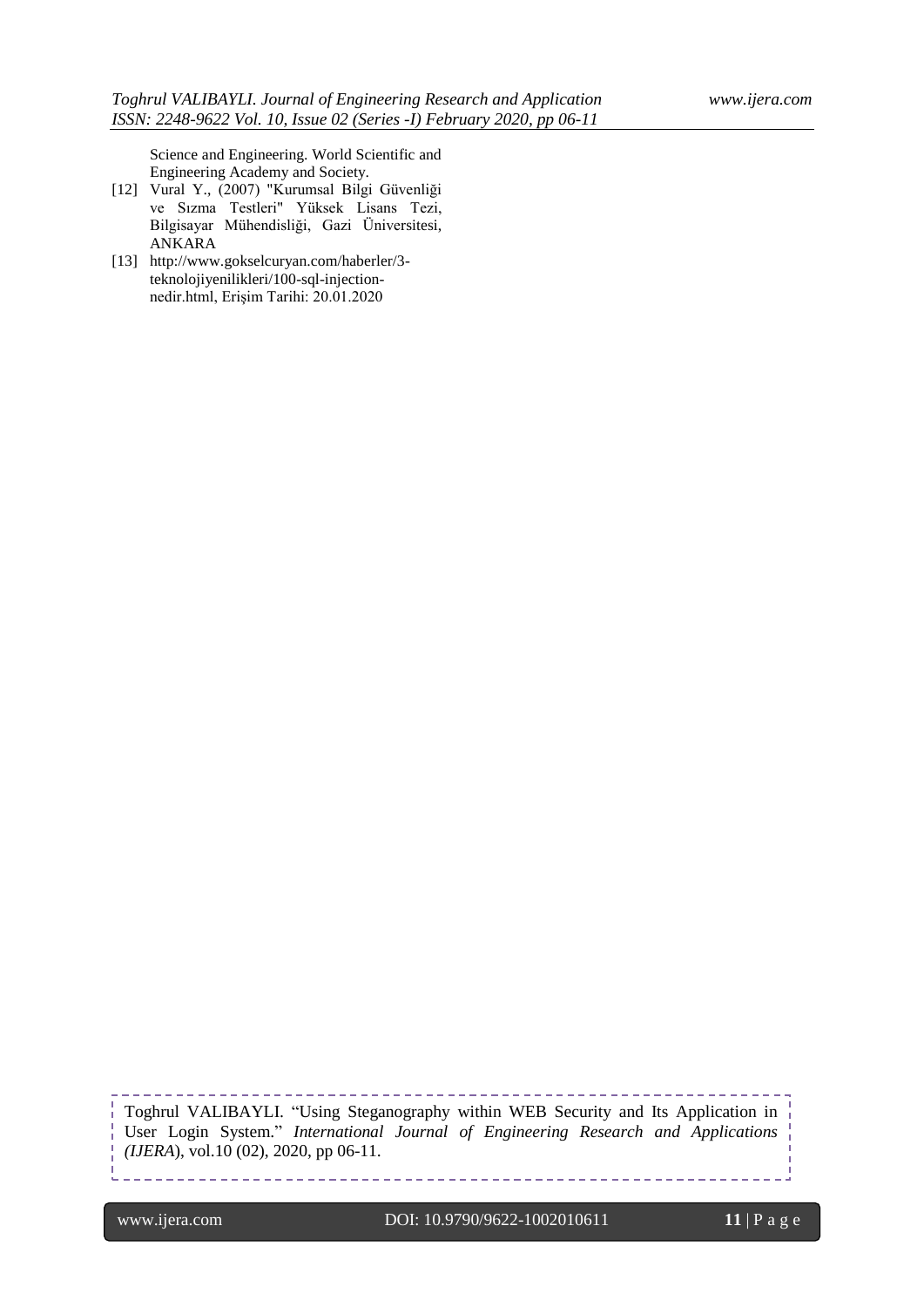Science and Engineering. World Scientific and Engineering Academy and Society.

[12] Vural Y., (2007) "Kurumsal Bilgi Güvenliği ve Sızma Testleri" Yüksek Lisans Tezi, Bilgisayar Mühendisliği, Gazi Üniversitesi, ANKARA

[13] http://www.gokselcuryan.com/haberler/3-teknolojiyenilikleri/100-sql-injection-nedir.html, Erişim Tarihi: 20.01.2020

Toghrul VALIBAYLI. "Using Steganography within WEB Security and Its Application in User Login System." *International Journal of Engineering Research and Applications (IJERA)*, vol.10 (02), 2020, pp 06-11.